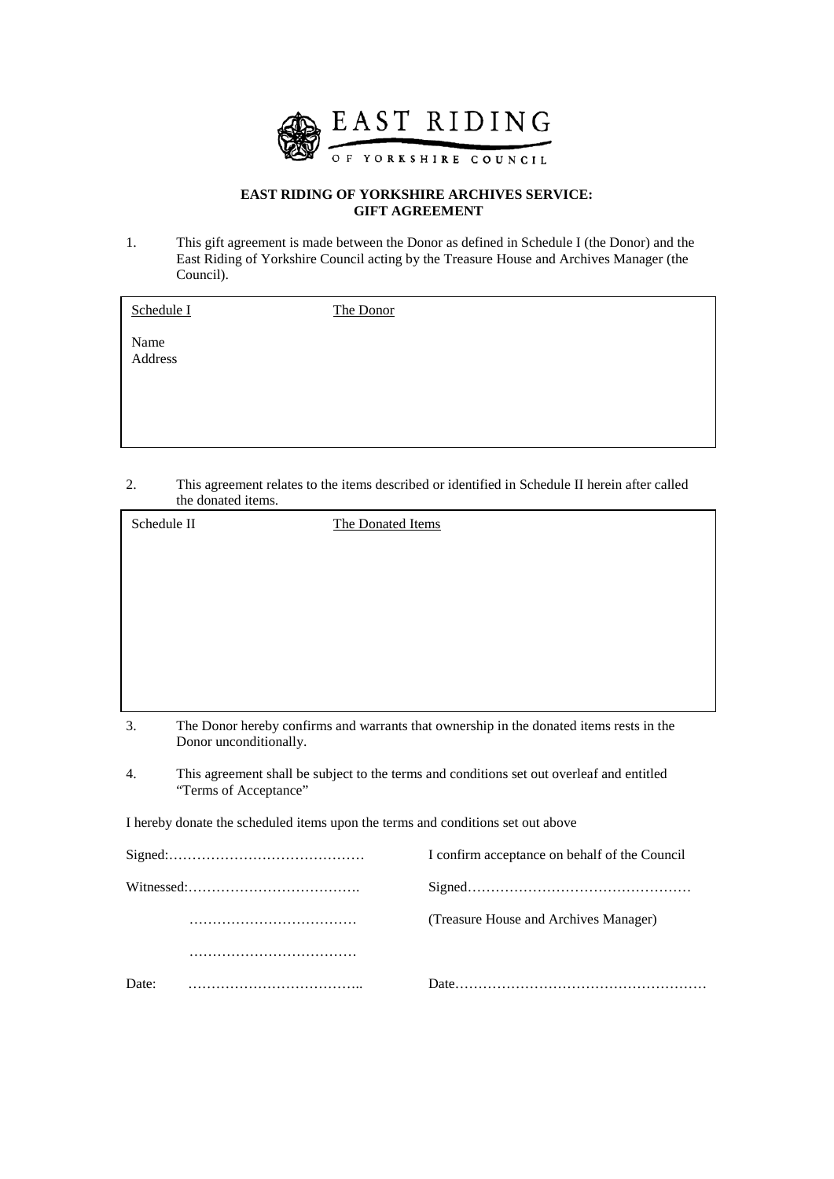EAST RIDING OF YORKSHIRE COUNCIL

**EAST RIDING OF YORKSHIRE ARCHIVES SERVICE:**
**GIFT AGREEMENT**

1. This gift agreement is made between the Donor as defined in Schedule I (the Donor) and the East Riding of Yorkshire Council acting by the Treasure House and Archives Manager (the Council).

| Schedule I | The Donor |
|---|---|
| Name | |
| Address | |

2. This agreement relates to the items described or identified in Schedule II herein after called the donated items.

| Schedule II | The Donated Items |
|---|---|
| | |

3. The Donor hereby confirms and warrants that ownership in the donated items rests in the Donor unconditionally.

4. This agreement shall be subject to the terms and conditions set out overleaf and entitled "Terms of Acceptance"

I hereby donate the scheduled items upon the terms and conditions set out above

Signed:……………………………………

I confirm acceptance on behalf of the Council

Witnessed:……………………………….

Signed…………………………………………

………………………………

(Treasure House and Archives Manager)

………………………………

Date: ………………………………..

Date………………………………………………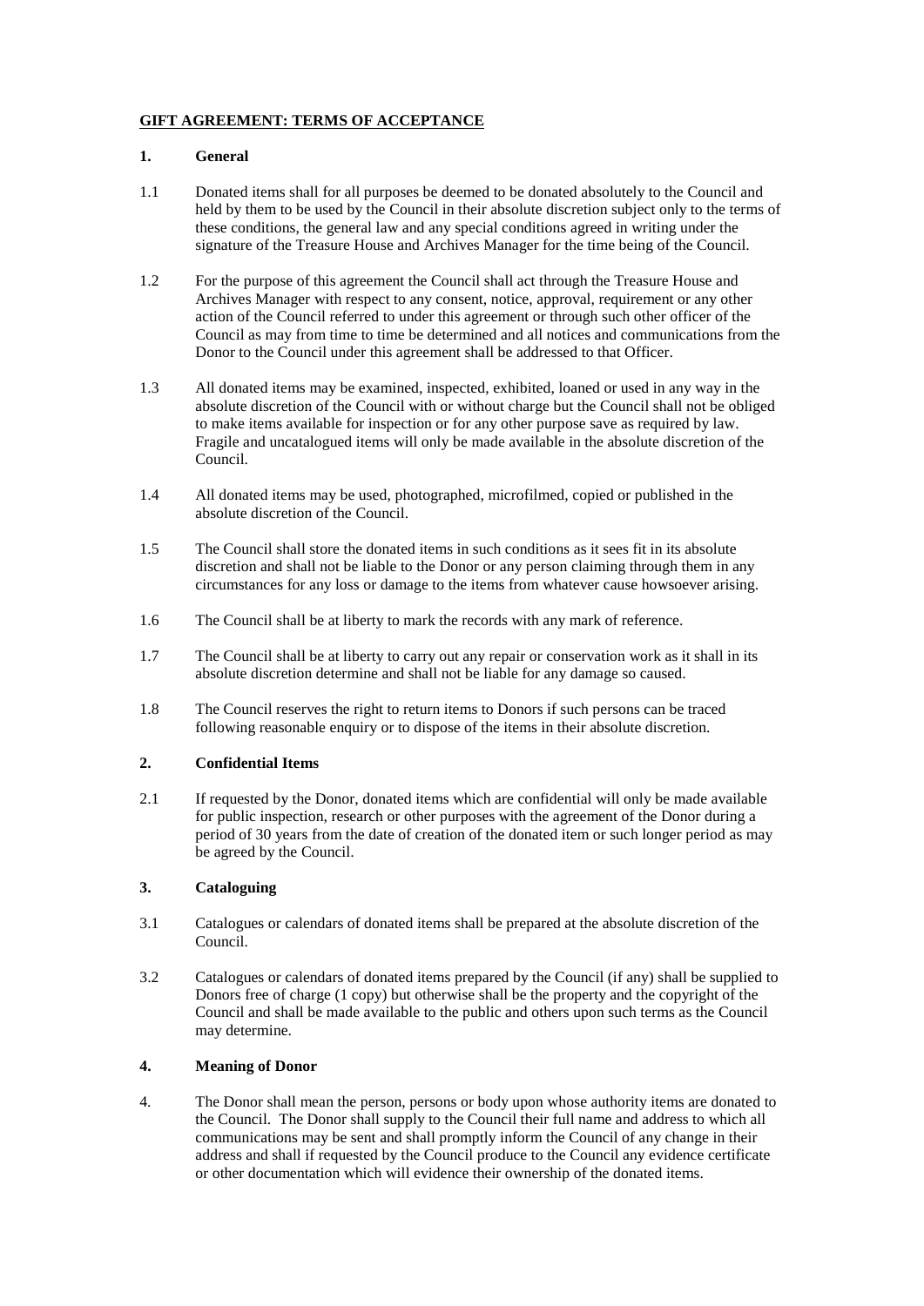# GIFT AGREEMENT: TERMS OF ACCEPTANCE

## 1. General

1.1 Donated items shall for all purposes be deemed to be donated absolutely to the Council and held by them to be used by the Council in their absolute discretion subject only to the terms of these conditions, the general law and any special conditions agreed in writing under the signature of the Treasure House and Archives Manager for the time being of the Council.

1.2 For the purpose of this agreement the Council shall act through the Treasure House and Archives Manager with respect to any consent, notice, approval, requirement or any other action of the Council referred to under this agreement or through such other officer of the Council as may from time to time be determined and all notices and communications from the Donor to the Council under this agreement shall be addressed to that Officer.

1.3 All donated items may be examined, inspected, exhibited, loaned or used in any way in the absolute discretion of the Council with or without charge but the Council shall not be obliged to make items available for inspection or for any other purpose save as required by law. Fragile and uncatalogued items will only be made available in the absolute discretion of the Council.

1.4 All donated items may be used, photographed, microfilmed, copied or published in the absolute discretion of the Council.

1.5 The Council shall store the donated items in such conditions as it sees fit in its absolute discretion and shall not be liable to the Donor or any person claiming through them in any circumstances for any loss or damage to the items from whatever cause howsoever arising.

1.6 The Council shall be at liberty to mark the records with any mark of reference.

1.7 The Council shall be at liberty to carry out any repair or conservation work as it shall in its absolute discretion determine and shall not be liable for any damage so caused.

1.8 The Council reserves the right to return items to Donors if such persons can be traced following reasonable enquiry or to dispose of the items in their absolute discretion.

## 2. Confidential Items

2.1 If requested by the Donor, donated items which are confidential will only be made available for public inspection, research or other purposes with the agreement of the Donor during a period of 30 years from the date of creation of the donated item or such longer period as may be agreed by the Council.

## 3. Cataloguing

3.1 Catalogues or calendars of donated items shall be prepared at the absolute discretion of the Council.

3.2 Catalogues or calendars of donated items prepared by the Council (if any) shall be supplied to Donors free of charge (1 copy) but otherwise shall be the property and the copyright of the Council and shall be made available to the public and others upon such terms as the Council may determine.

## 4. Meaning of Donor

4. The Donor shall mean the person, persons or body upon whose authority items are donated to the Council. The Donor shall supply to the Council their full name and address to which all communications may be sent and shall promptly inform the Council of any change in their address and shall if requested by the Council produce to the Council any evidence certificate or other documentation which will evidence their ownership of the donated items.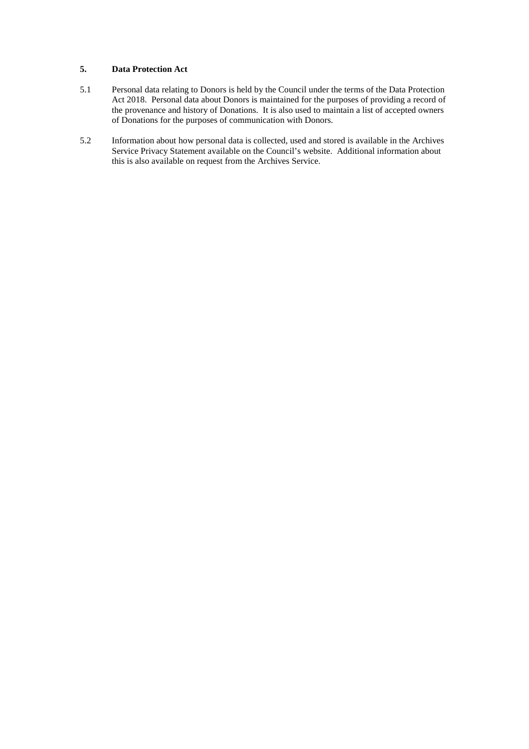## 5. Data Protection Act

5.1 Personal data relating to Donors is held by the Council under the terms of the Data Protection Act 2018. Personal data about Donors is maintained for the purposes of providing a record of the provenance and history of Donations. It is also used to maintain a list of accepted owners of Donations for the purposes of communication with Donors.

5.2 Information about how personal data is collected, used and stored is available in the Archives Service Privacy Statement available on the Council's website. Additional information about this is also available on request from the Archives Service.